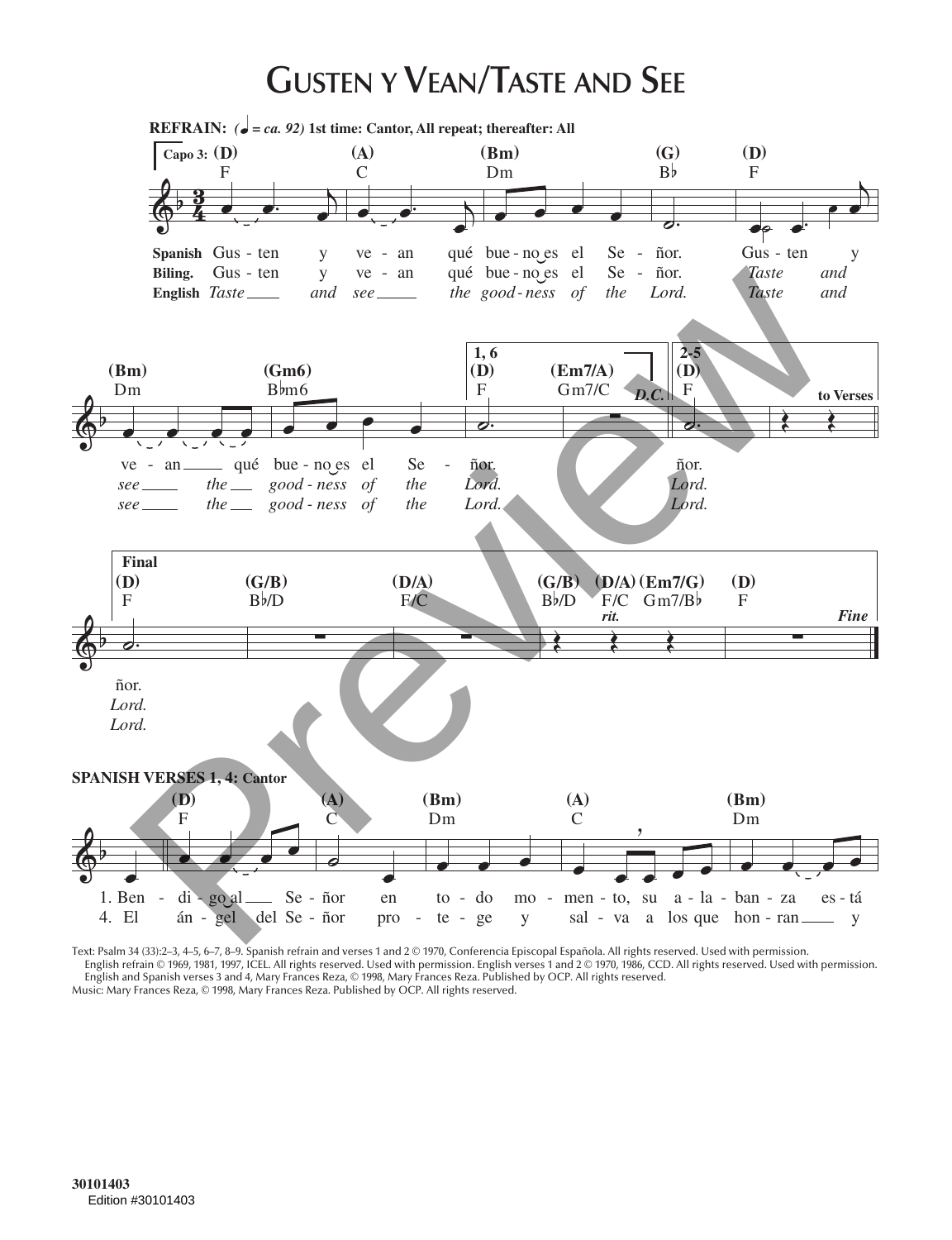# Gusten y Vean/Taste and See

**REFRAIN:** (♩ = ca. 92) **1st time: Cantor, All repeat; thereafter: All**

Capo 3: (D) F, (A) C, (Bm) Dm, (G) B♭, (D) F

**Spanish** Gus - ten y ve - an qué bue - no es el Se - ñor. Gus - ten y
**Biling.** Gus - ten y ve - an qué bue - no es el Se - ñor. *Taste and*
**English** *Taste and see the good - ness of the Lord. Taste and*

(Bm) Dm, (Gm6) B♭m6, 1, 6 (D) F, (Em7/A) Gm7/C, D.C., 2-5 (D) F, to Verses

ve - an qué bue - no es el Se - ñor. ñor.
*see the good - ness of the Lord. Lord.*
*see the good - ness of the Lord. Lord.*

Final (D) F, (G/B) B♭/D, (D/A) F/C, (G/B) B♭/D, (D/A) F/C, (Em7/G) Gm7/B♭, (D) F — *rit.* — *Fine*

ñor.
*Lord.*
*Lord.*

**SPANISH VERSES 1, 4: Cantor**

(D) F, (A) C, (Bm) Dm, (A) C, (Bm) Dm

1. Ben - di - go al Se - ñor en to - do mo - men - to, su a - la - ban - za es - tá
4. El án - gel del Se - ñor pro - te - ge y sal - va a los que hon - ran y

Text: Psalm 34 (33):2–3, 4–5, 6–7, 8–9. Spanish refrain and verses 1 and 2 © 1970, Conferencia Episcopal Española. All rights reserved. Used with permission.
English refrain © 1969, 1981, 1997, ICEL. All rights reserved. Used with permission. English verses 1 and 2 © 1970, 1986, CCD. All rights reserved. Used with permission.
English and Spanish verses 3 and 4, Mary Frances Reza, © 1998, Mary Frances Reza. Published by OCP. All rights reserved.
Music: Mary Frances Reza, © 1998, Mary Frances Reza. Published by OCP. All rights reserved.

30101403
Edition #30101403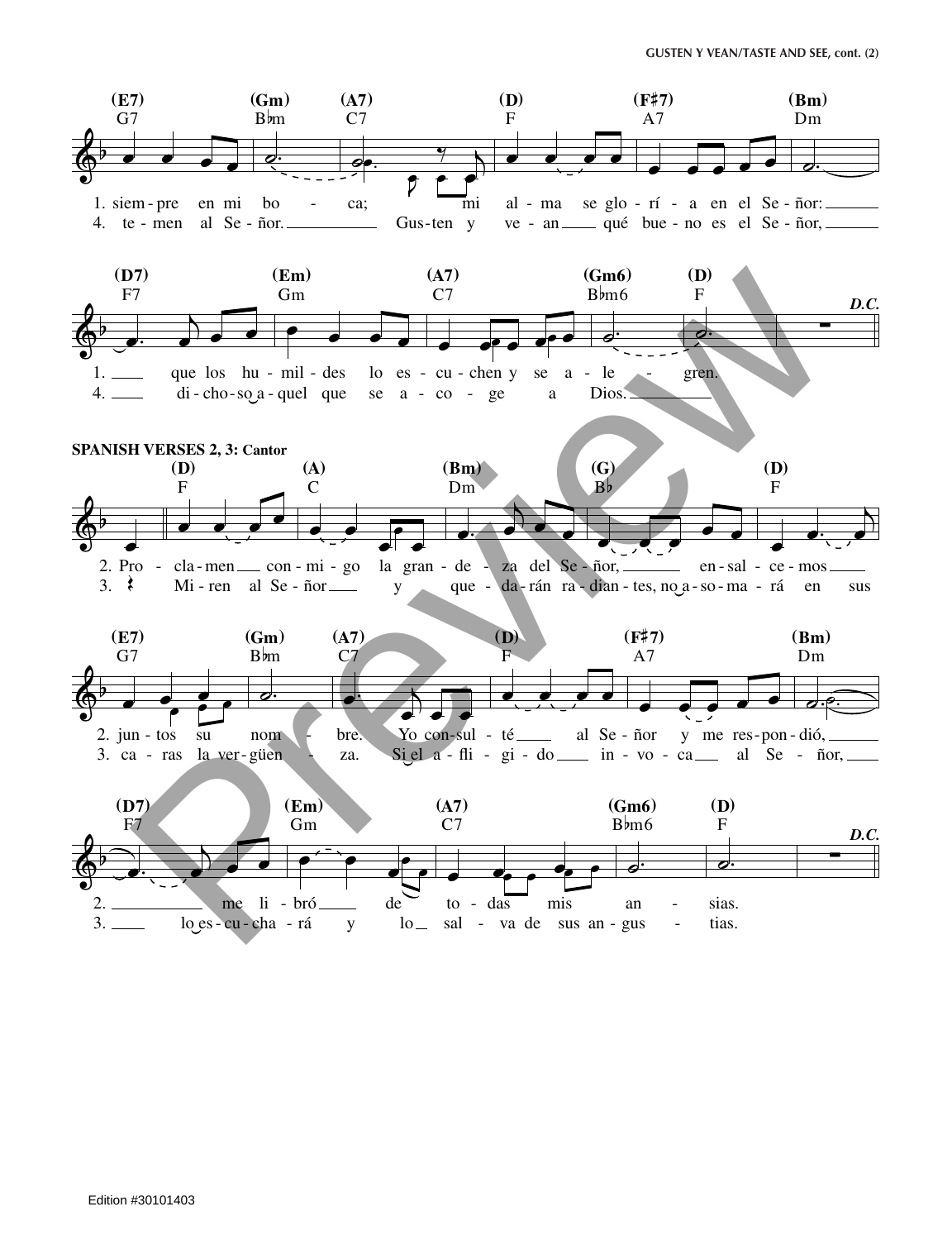1. siem - pre en mi bo - ca; mi al - ma se glo - rí - a en el Se - ñor: que los hu - mil - des lo es - cu - chen y se a - le - gren.

4. te - men al Se - ñor. Gus - ten y ve - an qué bue - no es el Se - ñor, di - cho - so a - quel que se a - co - ge a Dios.

D.C.

**SPANISH VERSES 2, 3: Cantor**

2. Pro - cla - men con - mi - go la gran - de - za del Se - ñor, en - sal - ce - mos jun - tos su nom - bre. Yo con - sul - té al Se - ñor y me res - pon - dió, me li - bró de to - das mis an - sias.

3. Mi - ren al Se - ñor y que - da - rán ra - dian - tes, no a - so - ma - rá en sus ca - ras la ver - güen - za. Si el a - fli - gi - do in - vo - ca al Se - ñor, lo es - cu - cha - rá y lo sal - va de sus an - gus - tias.

D.C.

Edition #30101403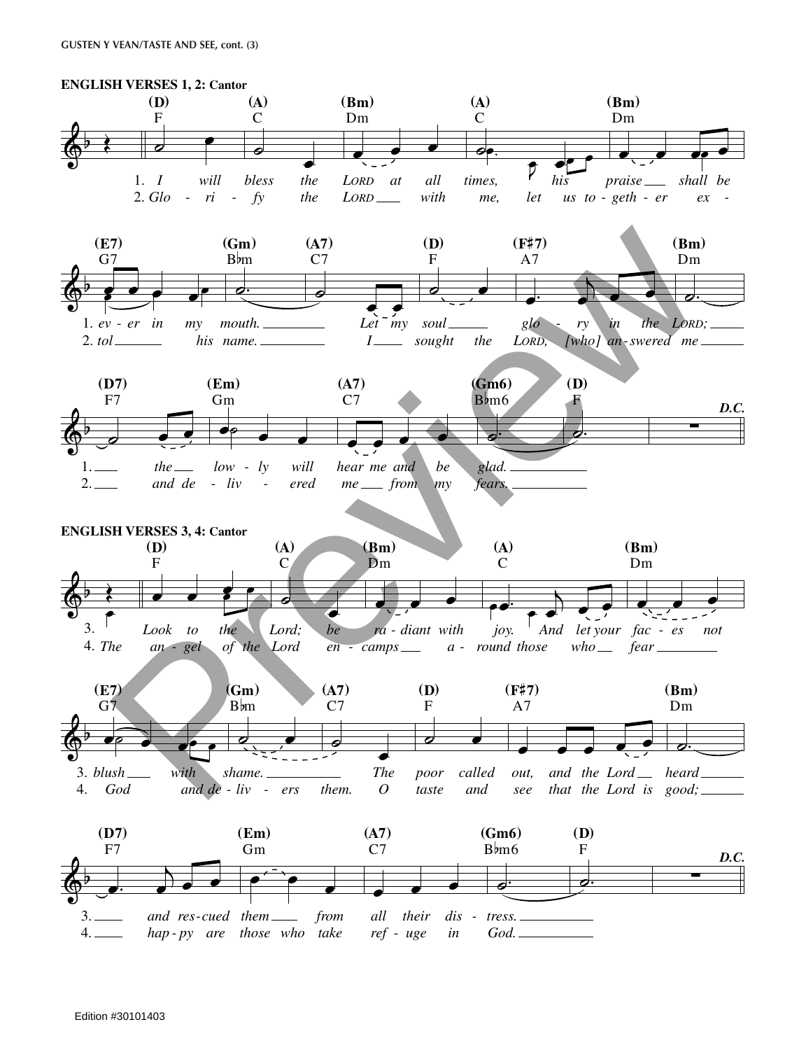## ENGLISH VERSES 1, 2: Cantor

(D) F (A) C (Bm) Dm (A) C (Bm) Dm

1. *I will bless the* LORD *at all times, his praise shall be*
2. *Glo - ri - fy the* LORD *with me, let us to - geth - er ex -*

(E7) G7 (Gm) B♭m (A7) C7 (D) F (F♯7) A7 (Bm) Dm

1. *ev - er in my mouth. Let my soul glo - ry in the* LORD;
2. *tol his name. I sought the* LORD, *[who] an - swered me*

(D7) F7 (Em) Gm (A7) C7 (Gm6) B♭m6 (D) F **D.C.**

1. *the low - ly will hear me and be glad.*
2. *and de - liv - ered me from my fears.*

## ENGLISH VERSES 3, 4: Cantor

(D) F (A) C (Bm) Dm (A) C (Bm) Dm

3. *Look to the Lord; be ra - diant with joy. And let your fac - es not*
4. *The an - gel of the Lord en - camps a - round those who fear*

(E7) G7 (Gm) B♭m (A7) C7 (D) F (F♯7) A7 (Bm) Dm

3. *blush with shame. The poor called out, and the Lord heard*
4. *God and de - liv - ers them. O taste and see that the Lord is good;*

(D7) F7 (Em) Gm (A7) C7 (Gm6) B♭m6 (D) F **D.C.**

3. *and res - cued them from all their dis - tress.*
4. *hap - py are those who take ref - uge in God.*

Edition #30101403